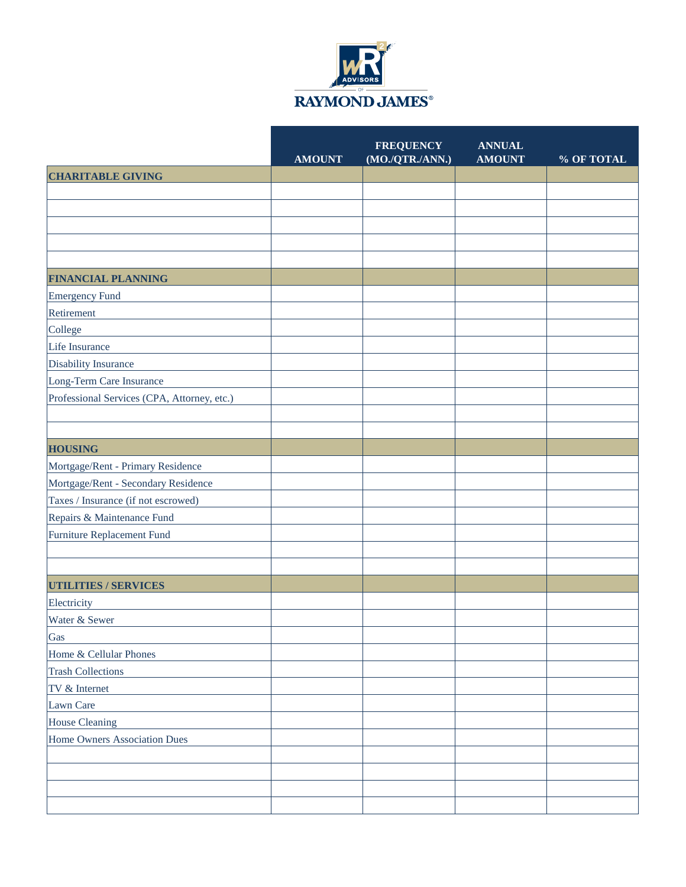WR² ADVISORS OF RAYMOND JAMES®

| | AMOUNT | FREQUENCY (MO./QTR./ANN.) | ANNUAL AMOUNT | % OF TOTAL |
|---|---|---|---|---|
| **CHARITABLE GIVING** | | | | |
| | | | | |
| | | | | |
| | | | | |
| | | | | |
| | | | | |
| **FINANCIAL PLANNING** | | | | |
| Emergency Fund | | | | |
| Retirement | | | | |
| College | | | | |
| Life Insurance | | | | |
| Disability Insurance | | | | |
| Long-Term Care Insurance | | | | |
| Professional Services (CPA, Attorney, etc.) | | | | |
| | | | | |
| | | | | |
| **HOUSING** | | | | |
| Mortgage/Rent - Primary Residence | | | | |
| Mortgage/Rent - Secondary Residence | | | | |
| Taxes / Insurance (if not escrowed) | | | | |
| Repairs & Maintenance Fund | | | | |
| Furniture Replacement Fund | | | | |
| | | | | |
| | | | | |
| **UTILITIES / SERVICES** | | | | |
| Electricity | | | | |
| Water & Sewer | | | | |
| Gas | | | | |
| Home & Cellular Phones | | | | |
| Trash Collections | | | | |
| TV & Internet | | | | |
| Lawn Care | | | | |
| House Cleaning | | | | |
| Home Owners Association Dues | | | | |
| | | | | |
| | | | | |
| | | | | |
| | | | | |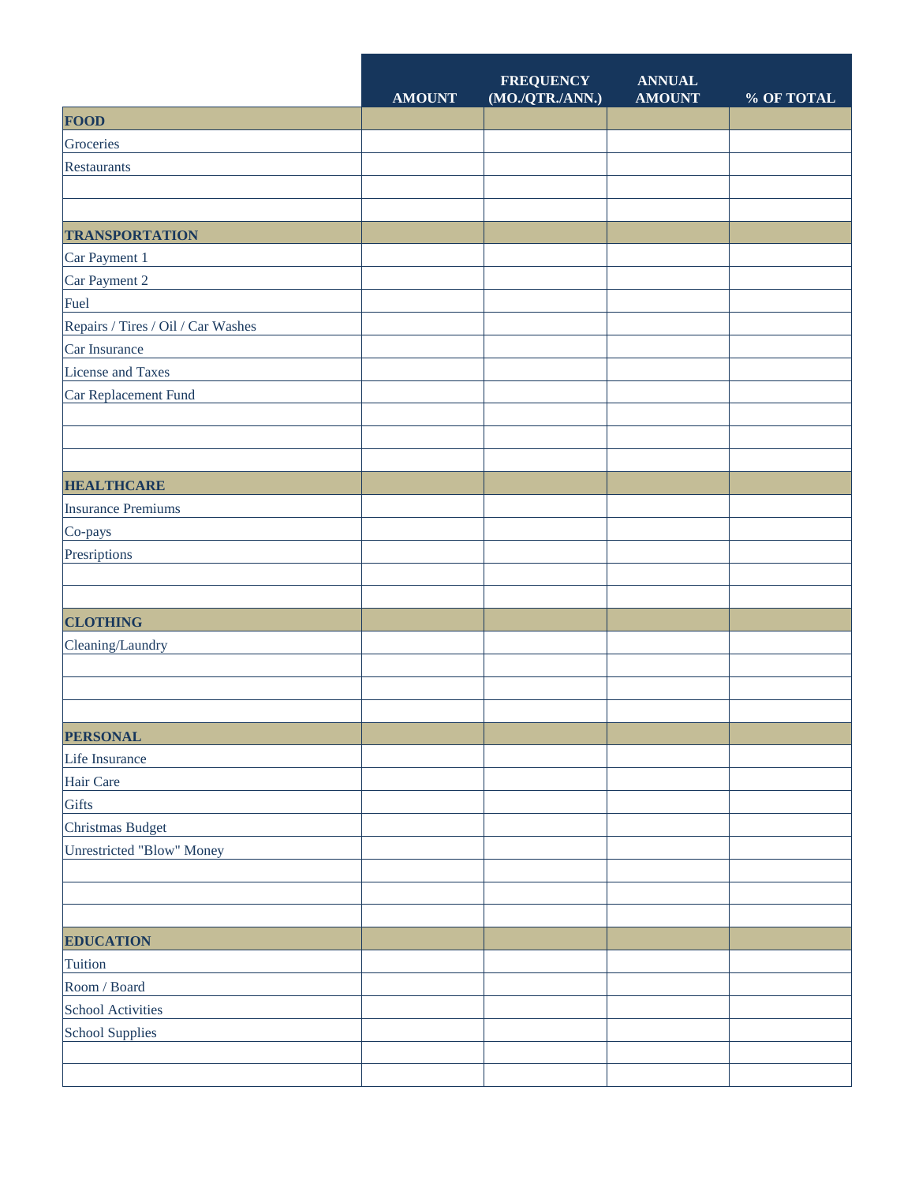| | AMOUNT | FREQUENCY (MO./QTR./ANN.) | ANNUAL AMOUNT | % OF TOTAL |
|---|---|---|---|---|
| **FOOD** | | | | |
| Groceries | | | | |
| Restaurants | | | | |
| | | | | |
| | | | | |
| **TRANSPORTATION** | | | | |
| Car Payment 1 | | | | |
| Car Payment 2 | | | | |
| Fuel | | | | |
| Repairs / Tires / Oil / Car Washes | | | | |
| Car Insurance | | | | |
| License and Taxes | | | | |
| Car Replacement Fund | | | | |
| | | | | |
| | | | | |
| | | | | |
| **HEALTHCARE** | | | | |
| Insurance Premiums | | | | |
| Co-pays | | | | |
| Presriptions | | | | |
| | | | | |
| | | | | |
| **CLOTHING** | | | | |
| Cleaning/Laundry | | | | |
| | | | | |
| | | | | |
| | | | | |
| **PERSONAL** | | | | |
| Life Insurance | | | | |
| Hair Care | | | | |
| Gifts | | | | |
| Christmas Budget | | | | |
| Unrestricted "Blow" Money | | | | |
| | | | | |
| | | | | |
| | | | | |
| **EDUCATION** | | | | |
| Tuition | | | | |
| Room / Board | | | | |
| School Activities | | | | |
| School Supplies | | | | |
| | | | | |
| | | | | |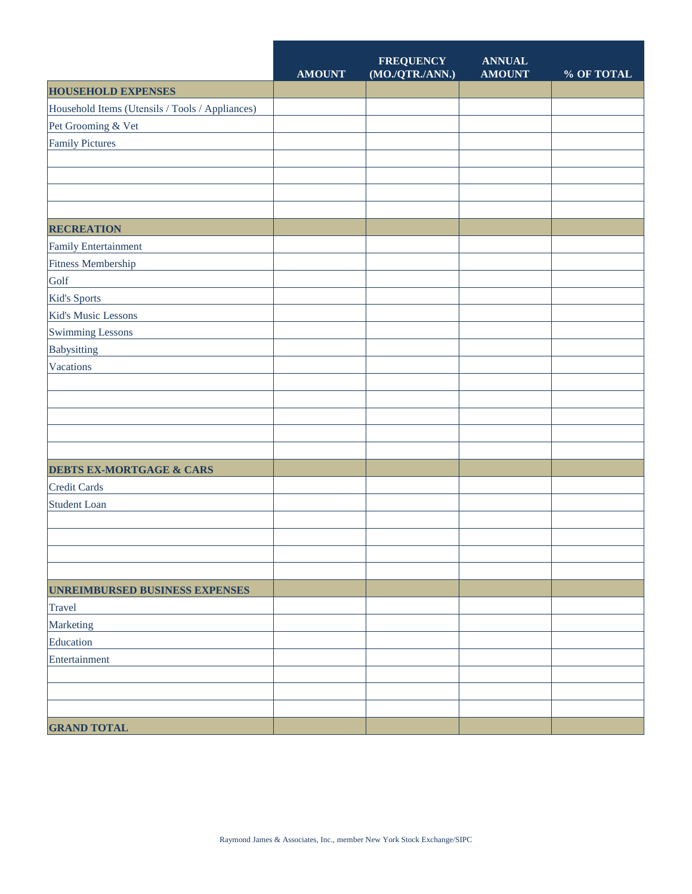| | AMOUNT | FREQUENCY (MO./QTR./ANN.) | ANNUAL AMOUNT | % OF TOTAL |
|---|---|---|---|---|
| **HOUSEHOLD EXPENSES** | | | | |
| Household Items (Utensils / Tools / Appliances) | | | | |
| Pet Grooming & Vet | | | | |
| Family Pictures | | | | |
| | | | | |
| | | | | |
| | | | | |
| | | | | |
| **RECREATION** | | | | |
| Family Entertainment | | | | |
| Fitness Membership | | | | |
| Golf | | | | |
| Kid's Sports | | | | |
| Kid's Music Lessons | | | | |
| Swimming Lessons | | | | |
| Babysitting | | | | |
| Vacations | | | | |
| | | | | |
| | | | | |
| | | | | |
| | | | | |
| | | | | |
| **DEBTS EX-MORTGAGE & CARS** | | | | |
| Credit Cards | | | | |
| Student Loan | | | | |
| | | | | |
| | | | | |
| | | | | |
| | | | | |
| **UNREIMBURSED BUSINESS EXPENSES** | | | | |
| Travel | | | | |
| Marketing | | | | |
| Education | | | | |
| Entertainment | | | | |
| | | | | |
| | | | | |
| | | | | |
| **GRAND TOTAL** | | | | |

Raymond James & Associates, Inc., member New York Stock Exchange/SIPC